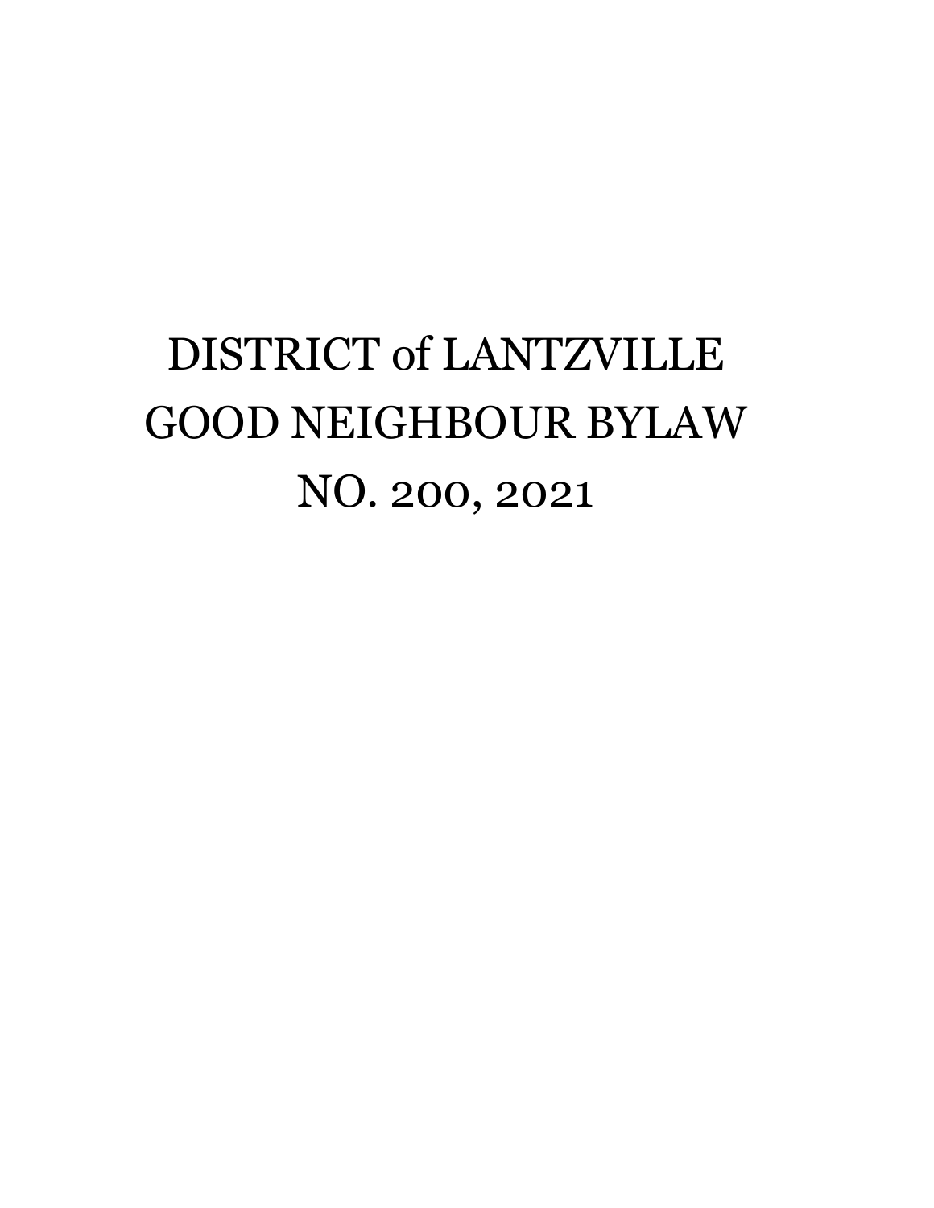# DISTRICT of LANTZVILLE GOOD NEIGHBOUR BYLAW NO. 200, 2021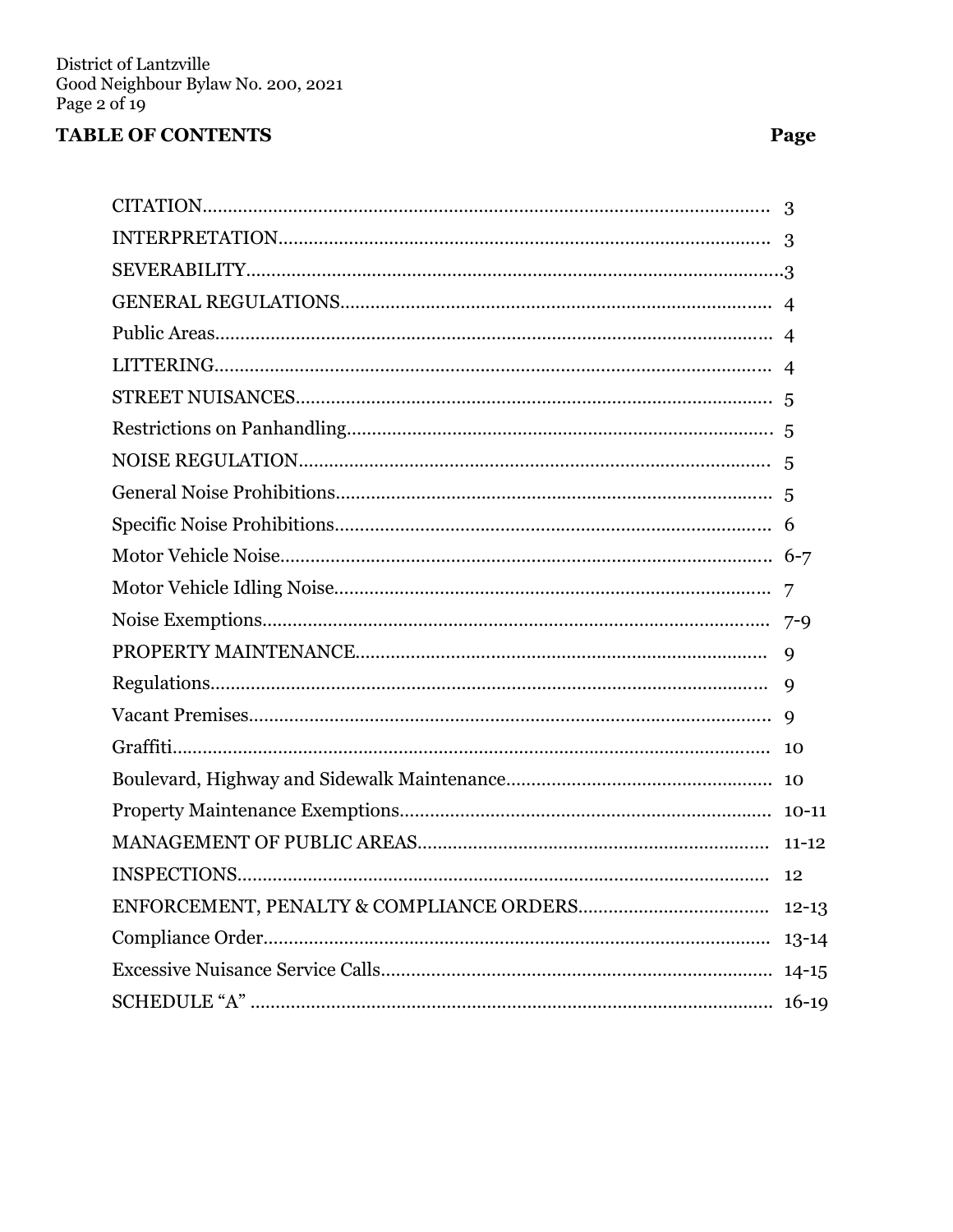## TABLE OF CONTENTS

| | Page |
|---|---|
| CITATION | 3 |
| INTERPRETATION | 3 |
| SEVERABILITY | 3 |
| GENERAL REGULATIONS | 4 |
| Public Areas | 4 |
| LITTERING | 4 |
| STREET NUISANCES | 5 |
| Restrictions on Panhandling | 5 |
| NOISE REGULATION | 5 |
| General Noise Prohibitions | 5 |
| Specific Noise Prohibitions | 6 |
| Motor Vehicle Noise | 6-7 |
| Motor Vehicle Idling Noise | 7 |
| Noise Exemptions | 7-9 |
| PROPERTY MAINTENANCE | 9 |
| Regulations | 9 |
| Vacant Premises | 9 |
| Graffiti | 10 |
| Boulevard, Highway and Sidewalk Maintenance | 10 |
| Property Maintenance Exemptions | 10-11 |
| MANAGEMENT OF PUBLIC AREAS | 11-12 |
| INSPECTIONS | 12 |
| ENFORCEMENT, PENALTY & COMPLIANCE ORDERS | 12-13 |
| Compliance Order | 13-14 |
| Excessive Nuisance Service Calls | 14-15 |
| SCHEDULE "A" | 16-19 |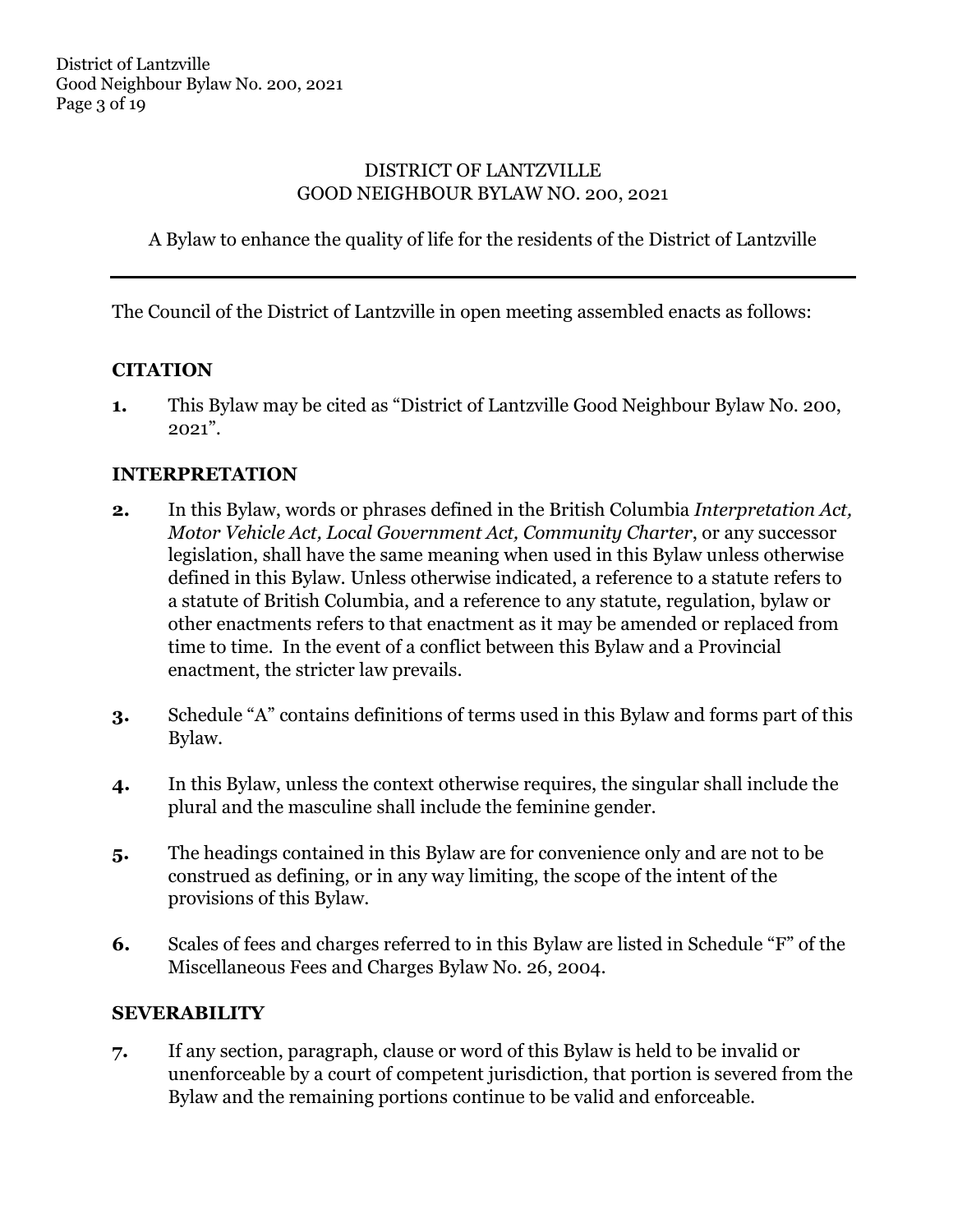DISTRICT OF LANTZVILLE
GOOD NEIGHBOUR BYLAW NO. 200, 2021

A Bylaw to enhance the quality of life for the residents of the District of Lantzville

---

The Council of the District of Lantzville in open meeting assembled enacts as follows:

## CITATION

**1.** This Bylaw may be cited as "District of Lantzville Good Neighbour Bylaw No. 200, 2021".

## INTERPRETATION

**2.** In this Bylaw, words or phrases defined in the British Columbia *Interpretation Act, Motor Vehicle Act, Local Government Act, Community Charter*, or any successor legislation, shall have the same meaning when used in this Bylaw unless otherwise defined in this Bylaw. Unless otherwise indicated, a reference to a statute refers to a statute of British Columbia, and a reference to any statute, regulation, bylaw or other enactments refers to that enactment as it may be amended or replaced from time to time. In the event of a conflict between this Bylaw and a Provincial enactment, the stricter law prevails.

**3.** Schedule "A" contains definitions of terms used in this Bylaw and forms part of this Bylaw.

**4.** In this Bylaw, unless the context otherwise requires, the singular shall include the plural and the masculine shall include the feminine gender.

**5.** The headings contained in this Bylaw are for convenience only and are not to be construed as defining, or in any way limiting, the scope of the intent of the provisions of this Bylaw.

**6.** Scales of fees and charges referred to in this Bylaw are listed in Schedule "F" of the Miscellaneous Fees and Charges Bylaw No. 26, 2004.

## SEVERABILITY

**7.** If any section, paragraph, clause or word of this Bylaw is held to be invalid or unenforceable by a court of competent jurisdiction, that portion is severed from the Bylaw and the remaining portions continue to be valid and enforceable.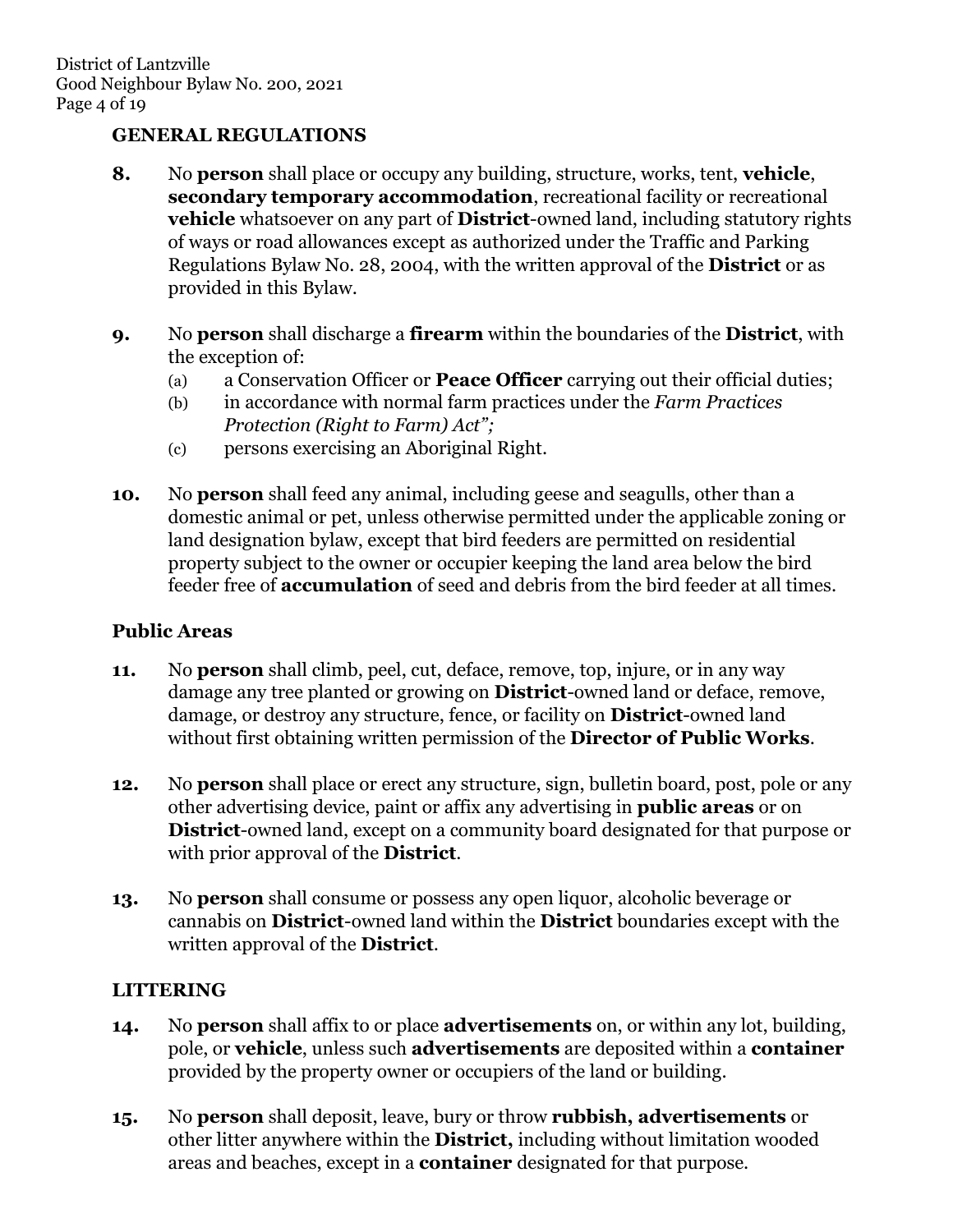## GENERAL REGULATIONS

**8.** No **person** shall place or occupy any building, structure, works, tent, **vehicle**, **secondary temporary accommodation**, recreational facility or recreational **vehicle** whatsoever on any part of **District**-owned land, including statutory rights of ways or road allowances except as authorized under the Traffic and Parking Regulations Bylaw No. 28, 2004, with the written approval of the **District** or as provided in this Bylaw.

**9.** No **person** shall discharge a **firearm** within the boundaries of the **District**, with the exception of:

(a) a Conservation Officer or **Peace Officer** carrying out their official duties;

(b) in accordance with normal farm practices under the *Farm Practices Protection (Right to Farm) Act";*

(c) persons exercising an Aboriginal Right.

**10.** No **person** shall feed any animal, including geese and seagulls, other than a domestic animal or pet, unless otherwise permitted under the applicable zoning or land designation bylaw, except that bird feeders are permitted on residential property subject to the owner or occupier keeping the land area below the bird feeder free of **accumulation** of seed and debris from the bird feeder at all times.

### Public Areas

**11.** No **person** shall climb, peel, cut, deface, remove, top, injure, or in any way damage any tree planted or growing on **District**-owned land or deface, remove, damage, or destroy any structure, fence, or facility on **District**-owned land without first obtaining written permission of the **Director of Public Works**.

**12.** No **person** shall place or erect any structure, sign, bulletin board, post, pole or any other advertising device, paint or affix any advertising in **public areas** or on **District**-owned land, except on a community board designated for that purpose or with prior approval of the **District**.

**13.** No **person** shall consume or possess any open liquor, alcoholic beverage or cannabis on **District**-owned land within the **District** boundaries except with the written approval of the **District**.

## LITTERING

**14.** No **person** shall affix to or place **advertisements** on, or within any lot, building, pole, or **vehicle**, unless such **advertisements** are deposited within a **container** provided by the property owner or occupiers of the land or building.

**15.** No **person** shall deposit, leave, bury or throw **rubbish, advertisements** or other litter anywhere within the **District,** including without limitation wooded areas and beaches, except in a **container** designated for that purpose.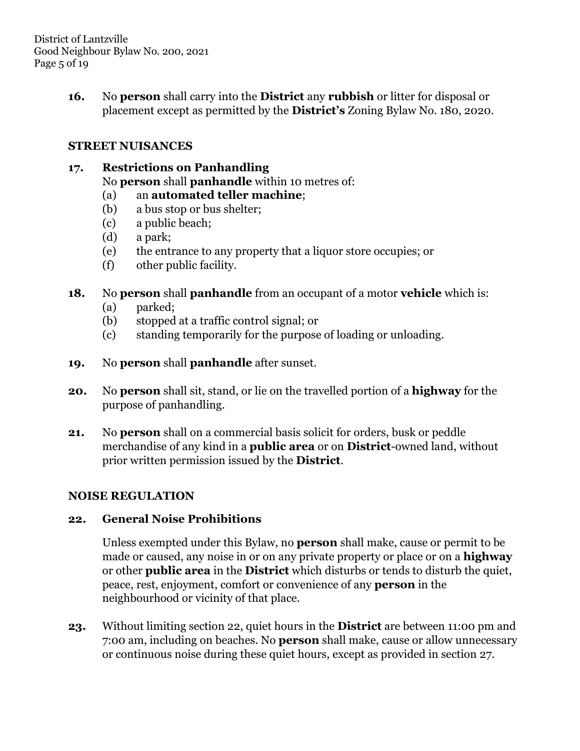**16.** No **person** shall carry into the **District** any **rubbish** or litter for disposal or placement except as permitted by the **District's** Zoning Bylaw No. 180, 2020.

## STREET NUISANCES

**17. Restrictions on Panhandling**

No **person** shall **panhandle** within 10 metres of:

(a) an **automated teller machine**;
(b) a bus stop or bus shelter;
(c) a public beach;
(d) a park;
(e) the entrance to any property that a liquor store occupies; or
(f) other public facility.

**18.** No **person** shall **panhandle** from an occupant of a motor **vehicle** which is:

(a) parked;
(b) stopped at a traffic control signal; or
(c) standing temporarily for the purpose of loading or unloading.

**19.** No **person** shall **panhandle** after sunset.

**20.** No **person** shall sit, stand, or lie on the travelled portion of a **highway** for the purpose of panhandling.

**21.** No **person** shall on a commercial basis solicit for orders, busk or peddle merchandise of any kind in a **public area** or on **District**-owned land, without prior written permission issued by the **District**.

## NOISE REGULATION

**22. General Noise Prohibitions**

Unless exempted under this Bylaw, no **person** shall make, cause or permit to be made or caused, any noise in or on any private property or place or on a **highway** or other **public area** in the **District** which disturbs or tends to disturb the quiet, peace, rest, enjoyment, comfort or convenience of any **person** in the neighbourhood or vicinity of that place.

**23.** Without limiting section 22, quiet hours in the **District** are between 11:00 pm and 7:00 am, including on beaches. No **person** shall make, cause or allow unnecessary or continuous noise during these quiet hours, except as provided in section 27.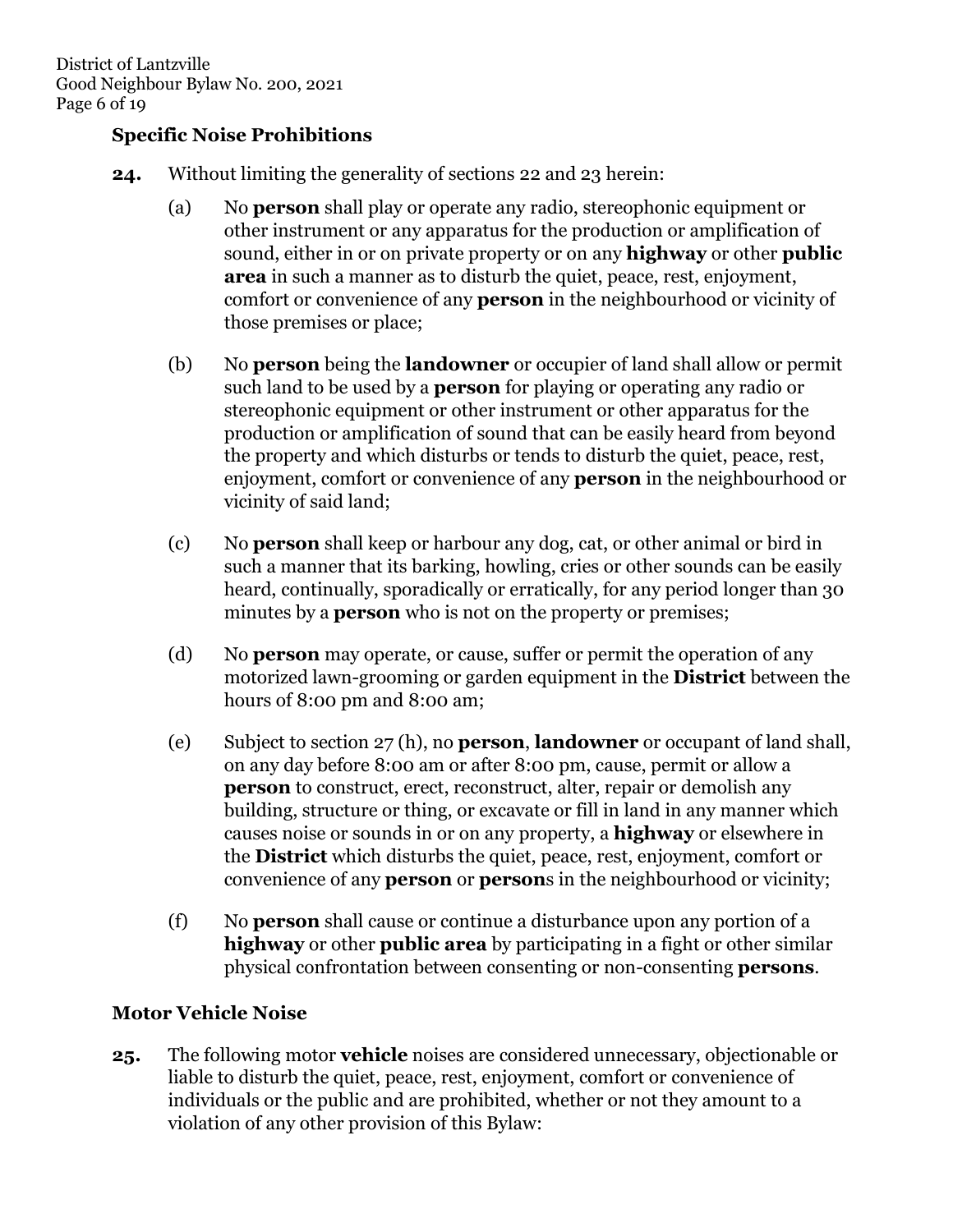### Specific Noise Prohibitions

**24.** Without limiting the generality of sections 22 and 23 herein:

(a) No **person** shall play or operate any radio, stereophonic equipment or other instrument or any apparatus for the production or amplification of sound, either in or on private property or on any **highway** or other **public area** in such a manner as to disturb the quiet, peace, rest, enjoyment, comfort or convenience of any **person** in the neighbourhood or vicinity of those premises or place;

(b) No **person** being the **landowner** or occupier of land shall allow or permit such land to be used by a **person** for playing or operating any radio or stereophonic equipment or other instrument or other apparatus for the production or amplification of sound that can be easily heard from beyond the property and which disturbs or tends to disturb the quiet, peace, rest, enjoyment, comfort or convenience of any **person** in the neighbourhood or vicinity of said land;

(c) No **person** shall keep or harbour any dog, cat, or other animal or bird in such a manner that its barking, howling, cries or other sounds can be easily heard, continually, sporadically or erratically, for any period longer than 30 minutes by a **person** who is not on the property or premises;

(d) No **person** may operate, or cause, suffer or permit the operation of any motorized lawn-grooming or garden equipment in the **District** between the hours of 8:00 pm and 8:00 am;

(e) Subject to section 27 (h), no **person**, **landowner** or occupant of land shall, on any day before 8:00 am or after 8:00 pm, cause, permit or allow a **person** to construct, erect, reconstruct, alter, repair or demolish any building, structure or thing, or excavate or fill in land in any manner which causes noise or sounds in or on any property, a **highway** or elsewhere in the **District** which disturbs the quiet, peace, rest, enjoyment, comfort or convenience of any **person** or **person**s in the neighbourhood or vicinity;

(f) No **person** shall cause or continue a disturbance upon any portion of a **highway** or other **public area** by participating in a fight or other similar physical confrontation between consenting or non-consenting **persons**.

### Motor Vehicle Noise

**25.** The following motor **vehicle** noises are considered unnecessary, objectionable or liable to disturb the quiet, peace, rest, enjoyment, comfort or convenience of individuals or the public and are prohibited, whether or not they amount to a violation of any other provision of this Bylaw: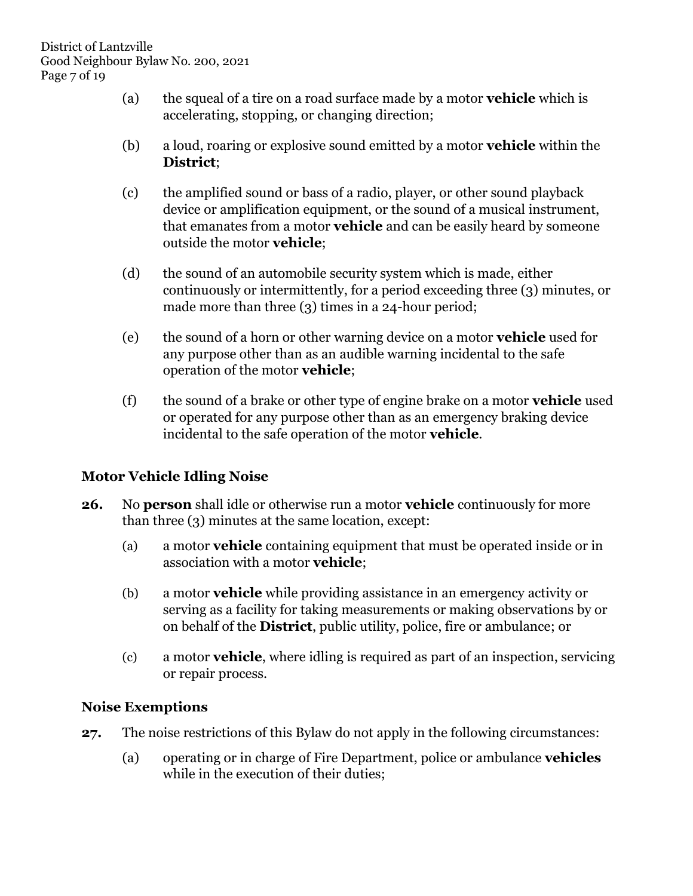(a) the squeal of a tire on a road surface made by a motor **vehicle** which is accelerating, stopping, or changing direction;

(b) a loud, roaring or explosive sound emitted by a motor **vehicle** within the **District**;

(c) the amplified sound or bass of a radio, player, or other sound playback device or amplification equipment, or the sound of a musical instrument, that emanates from a motor **vehicle** and can be easily heard by someone outside the motor **vehicle**;

(d) the sound of an automobile security system which is made, either continuously or intermittently, for a period exceeding three (3) minutes, or made more than three (3) times in a 24-hour period;

(e) the sound of a horn or other warning device on a motor **vehicle** used for any purpose other than as an audible warning incidental to the safe operation of the motor **vehicle**;

(f) the sound of a brake or other type of engine brake on a motor **vehicle** used or operated for any purpose other than as an emergency braking device incidental to the safe operation of the motor **vehicle**.

### Motor Vehicle Idling Noise

**26.** No **person** shall idle or otherwise run a motor **vehicle** continuously for more than three (3) minutes at the same location, except:

(a) a motor **vehicle** containing equipment that must be operated inside or in association with a motor **vehicle**;

(b) a motor **vehicle** while providing assistance in an emergency activity or serving as a facility for taking measurements or making observations by or on behalf of the **District**, public utility, police, fire or ambulance; or

(c) a motor **vehicle**, where idling is required as part of an inspection, servicing or repair process.

### Noise Exemptions

**27.** The noise restrictions of this Bylaw do not apply in the following circumstances:

(a) operating or in charge of Fire Department, police or ambulance **vehicles** while in the execution of their duties;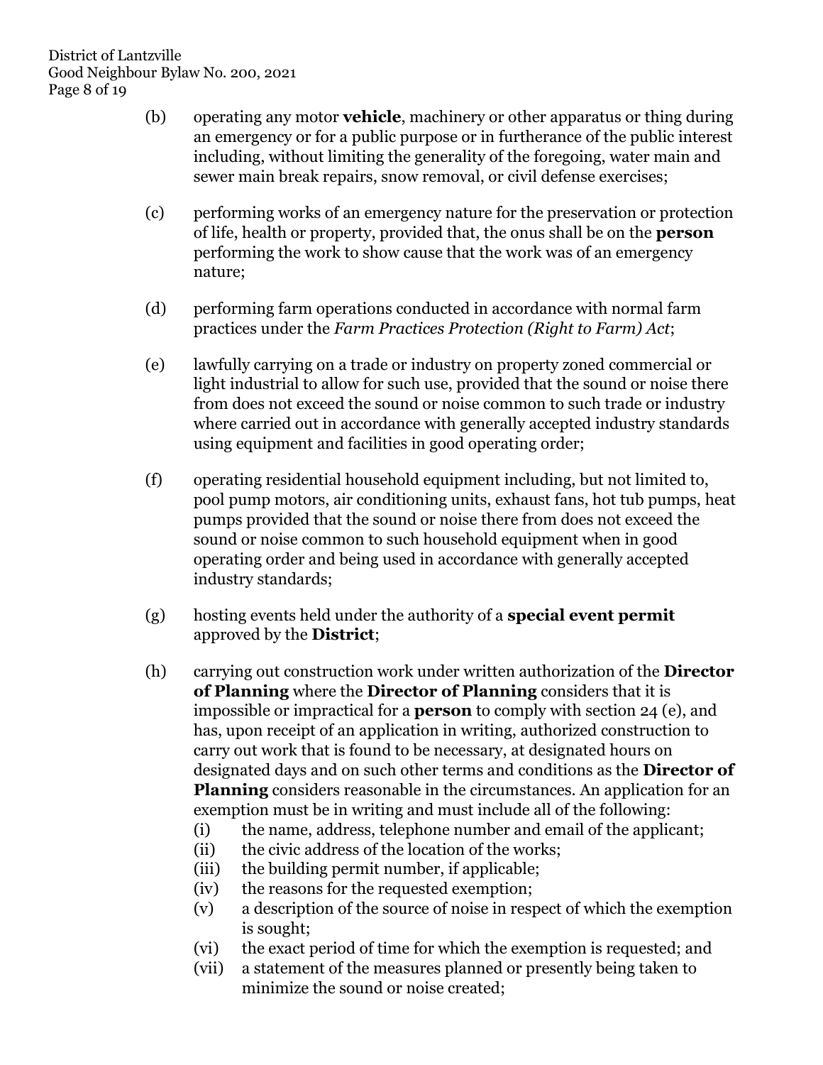(b) operating any motor **vehicle**, machinery or other apparatus or thing during an emergency or for a public purpose or in furtherance of the public interest including, without limiting the generality of the foregoing, water main and sewer main break repairs, snow removal, or civil defense exercises;

(c) performing works of an emergency nature for the preservation or protection of life, health or property, provided that, the onus shall be on the **person** performing the work to show cause that the work was of an emergency nature;

(d) performing farm operations conducted in accordance with normal farm practices under the *Farm Practices Protection (Right to Farm) Act*;

(e) lawfully carrying on a trade or industry on property zoned commercial or light industrial to allow for such use, provided that the sound or noise there from does not exceed the sound or noise common to such trade or industry where carried out in accordance with generally accepted industry standards using equipment and facilities in good operating order;

(f) operating residential household equipment including, but not limited to, pool pump motors, air conditioning units, exhaust fans, hot tub pumps, heat pumps provided that the sound or noise there from does not exceed the sound or noise common to such household equipment when in good operating order and being used in accordance with generally accepted industry standards;

(g) hosting events held under the authority of a **special event permit** approved by the **District**;

(h) carrying out construction work under written authorization of the **Director of Planning** where the **Director of Planning** considers that it is impossible or impractical for a **person** to comply with section 24 (e), and has, upon receipt of an application in writing, authorized construction to carry out work that is found to be necessary, at designated hours on designated days and on such other terms and conditions as the **Director of Planning** considers reasonable in the circumstances. An application for an exemption must be in writing and must include all of the following:
   (i) the name, address, telephone number and email of the applicant;
   (ii) the civic address of the location of the works;
   (iii) the building permit number, if applicable;
   (iv) the reasons for the requested exemption;
   (v) a description of the source of noise in respect of which the exemption is sought;
   (vi) the exact period of time for which the exemption is requested; and
   (vii) a statement of the measures planned or presently being taken to minimize the sound or noise created;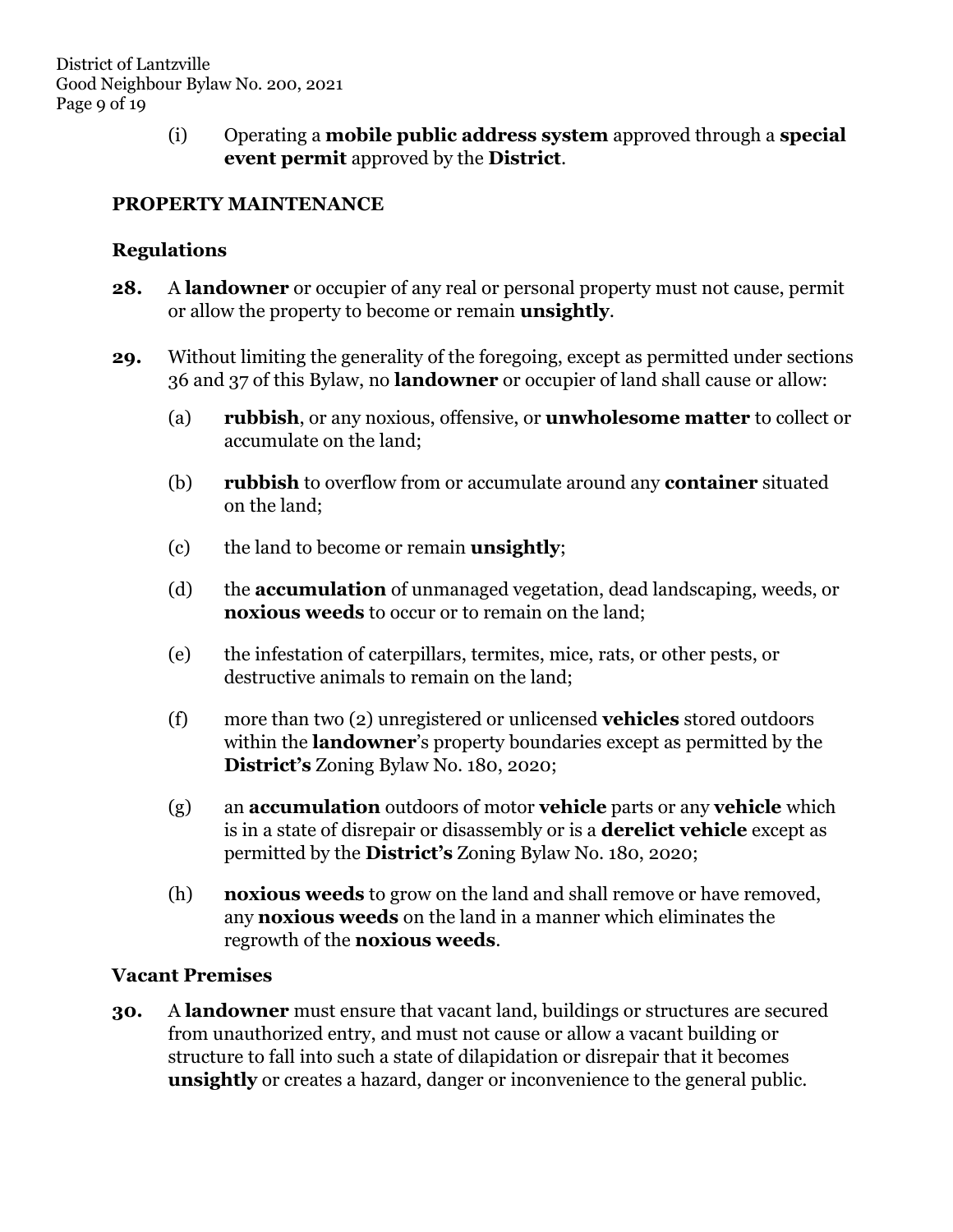(i) Operating a **mobile public address system** approved through a **special event permit** approved by the **District**.

## PROPERTY MAINTENANCE

### Regulations

**28.** A **landowner** or occupier of any real or personal property must not cause, permit or allow the property to become or remain **unsightly**.

**29.** Without limiting the generality of the foregoing, except as permitted under sections 36 and 37 of this Bylaw, no **landowner** or occupier of land shall cause or allow:

(a) **rubbish**, or any noxious, offensive, or **unwholesome matter** to collect or accumulate on the land;

(b) **rubbish** to overflow from or accumulate around any **container** situated on the land;

(c) the land to become or remain **unsightly**;

(d) the **accumulation** of unmanaged vegetation, dead landscaping, weeds, or **noxious weeds** to occur or to remain on the land;

(e) the infestation of caterpillars, termites, mice, rats, or other pests, or destructive animals to remain on the land;

(f) more than two (2) unregistered or unlicensed **vehicles** stored outdoors within the **landowner**'s property boundaries except as permitted by the **District's** Zoning Bylaw No. 180, 2020;

(g) an **accumulation** outdoors of motor **vehicle** parts or any **vehicle** which is in a state of disrepair or disassembly or is a **derelict vehicle** except as permitted by the **District's** Zoning Bylaw No. 180, 2020;

(h) **noxious weeds** to grow on the land and shall remove or have removed, any **noxious weeds** on the land in a manner which eliminates the regrowth of the **noxious weeds**.

### Vacant Premises

**30.** A **landowner** must ensure that vacant land, buildings or structures are secured from unauthorized entry, and must not cause or allow a vacant building or structure to fall into such a state of dilapidation or disrepair that it becomes **unsightly** or creates a hazard, danger or inconvenience to the general public.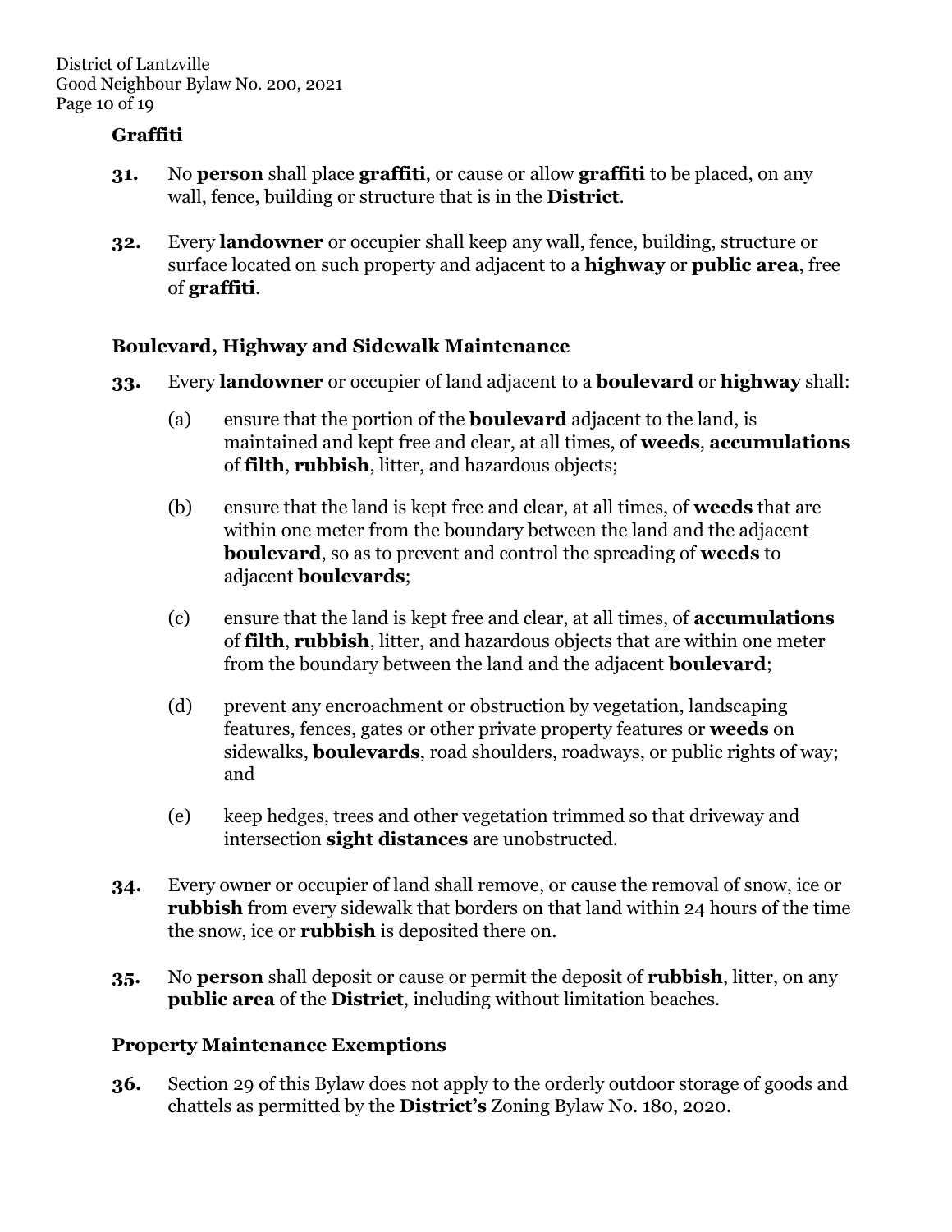### Graffiti

**31.** No **person** shall place **graffiti**, or cause or allow **graffiti** to be placed, on any wall, fence, building or structure that is in the **District**.

**32.** Every **landowner** or occupier shall keep any wall, fence, building, structure or surface located on such property and adjacent to a **highway** or **public area**, free of **graffiti**.

### Boulevard, Highway and Sidewalk Maintenance

**33.** Every **landowner** or occupier of land adjacent to a **boulevard** or **highway** shall:

(a) ensure that the portion of the **boulevard** adjacent to the land, is maintained and kept free and clear, at all times, of **weeds**, **accumulations** of **filth**, **rubbish**, litter, and hazardous objects;

(b) ensure that the land is kept free and clear, at all times, of **weeds** that are within one meter from the boundary between the land and the adjacent **boulevard**, so as to prevent and control the spreading of **weeds** to adjacent **boulevards**;

(c) ensure that the land is kept free and clear, at all times, of **accumulations** of **filth**, **rubbish**, litter, and hazardous objects that are within one meter from the boundary between the land and the adjacent **boulevard**;

(d) prevent any encroachment or obstruction by vegetation, landscaping features, fences, gates or other private property features or **weeds** on sidewalks, **boulevards**, road shoulders, roadways, or public rights of way; and

(e) keep hedges, trees and other vegetation trimmed so that driveway and intersection **sight distances** are unobstructed.

**34.** Every owner or occupier of land shall remove, or cause the removal of snow, ice or **rubbish** from every sidewalk that borders on that land within 24 hours of the time the snow, ice or **rubbish** is deposited there on.

**35.** No **person** shall deposit or cause or permit the deposit of **rubbish**, litter, on any **public area** of the **District**, including without limitation beaches.

### Property Maintenance Exemptions

**36.** Section 29 of this Bylaw does not apply to the orderly outdoor storage of goods and chattels as permitted by the **District's** Zoning Bylaw No. 180, 2020.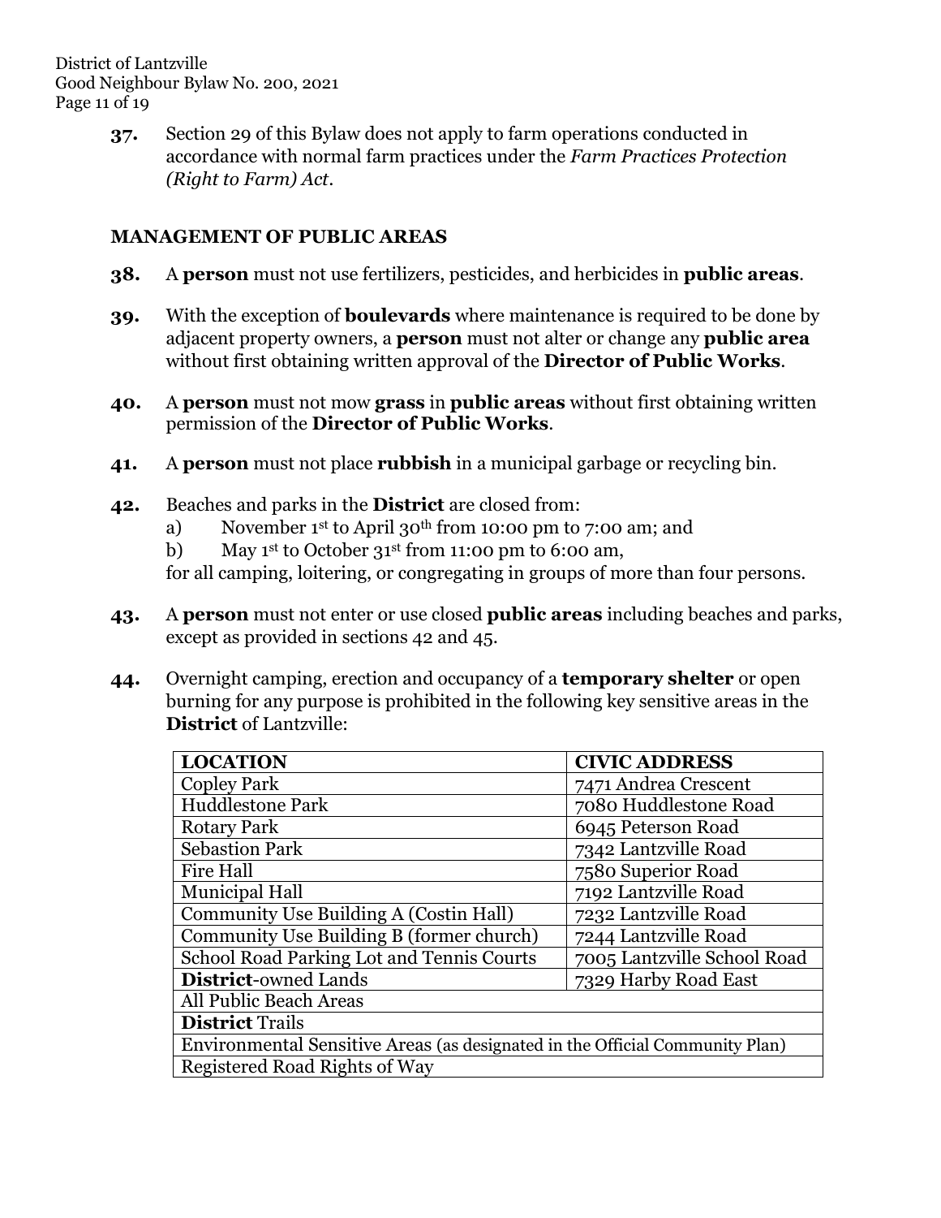**37.** Section 29 of this Bylaw does not apply to farm operations conducted in accordance with normal farm practices under the *Farm Practices Protection (Right to Farm) Act*.

## MANAGEMENT OF PUBLIC AREAS

**38.** A **person** must not use fertilizers, pesticides, and herbicides in **public areas**.

**39.** With the exception of **boulevards** where maintenance is required to be done by adjacent property owners, a **person** must not alter or change any **public area** without first obtaining written approval of the **Director of Public Works**.

**40.** A **person** must not mow **grass** in **public areas** without first obtaining written permission of the **Director of Public Works**.

**41.** A **person** must not place **rubbish** in a municipal garbage or recycling bin.

**42.** Beaches and parks in the **District** are closed from:

a) November 1st to April 30th from 10:00 pm to 7:00 am; and

b) May 1st to October 31st from 11:00 pm to 6:00 am,

for all camping, loitering, or congregating in groups of more than four persons.

**43.** A **person** must not enter or use closed **public areas** including beaches and parks, except as provided in sections 42 and 45.

**44.** Overnight camping, erection and occupancy of a **temporary shelter** or open burning for any purpose is prohibited in the following key sensitive areas in the **District** of Lantzville:

| LOCATION | CIVIC ADDRESS |
|---|---|
| Copley Park | 7471 Andrea Crescent |
| Huddlestone Park | 7080 Huddlestone Road |
| Rotary Park | 6945 Peterson Road |
| Sebastion Park | 7342 Lantzville Road |
| Fire Hall | 7580 Superior Road |
| Municipal Hall | 7192 Lantzville Road |
| Community Use Building A (Costin Hall) | 7232 Lantzville Road |
| Community Use Building B (former church) | 7244 Lantzville Road |
| School Road Parking Lot and Tennis Courts | 7005 Lantzville School Road |
| **District**-owned Lands | 7329 Harby Road East |
| All Public Beach Areas | |
| **District** Trails | |
| Environmental Sensitive Areas (as designated in the Official Community Plan) | |
| Registered Road Rights of Way | |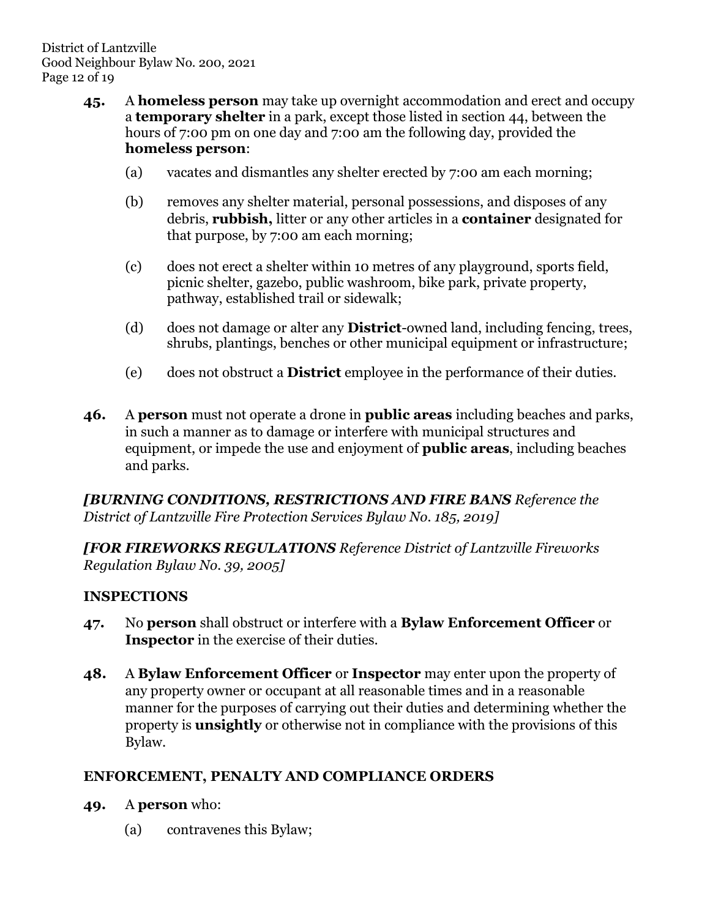**45.** A **homeless person** may take up overnight accommodation and erect and occupy a **temporary shelter** in a park, except those listed in section 44, between the hours of 7:00 pm on one day and 7:00 am the following day, provided the **homeless person**:

(a) vacates and dismantles any shelter erected by 7:00 am each morning;

(b) removes any shelter material, personal possessions, and disposes of any debris, **rubbish,** litter or any other articles in a **container** designated for that purpose, by 7:00 am each morning;

(c) does not erect a shelter within 10 metres of any playground, sports field, picnic shelter, gazebo, public washroom, bike park, private property, pathway, established trail or sidewalk;

(d) does not damage or alter any **District**-owned land, including fencing, trees, shrubs, plantings, benches or other municipal equipment or infrastructure;

(e) does not obstruct a **District** employee in the performance of their duties.

**46.** A **person** must not operate a drone in **public areas** including beaches and parks, in such a manner as to damage or interfere with municipal structures and equipment, or impede the use and enjoyment of **public areas**, including beaches and parks.

***[BURNING CONDITIONS, RESTRICTIONS AND FIRE BANS** Reference the District of Lantzville Fire Protection Services Bylaw No. 185, 2019]*

***[FOR FIREWORKS REGULATIONS** Reference District of Lantzville Fireworks Regulation Bylaw No. 39, 2005]*

## INSPECTIONS

**47.** No **person** shall obstruct or interfere with a **Bylaw Enforcement Officer** or **Inspector** in the exercise of their duties.

**48.** A **Bylaw Enforcement Officer** or **Inspector** may enter upon the property of any property owner or occupant at all reasonable times and in a reasonable manner for the purposes of carrying out their duties and determining whether the property is **unsightly** or otherwise not in compliance with the provisions of this Bylaw.

## ENFORCEMENT, PENALTY AND COMPLIANCE ORDERS

**49.** A **person** who:

(a) contravenes this Bylaw;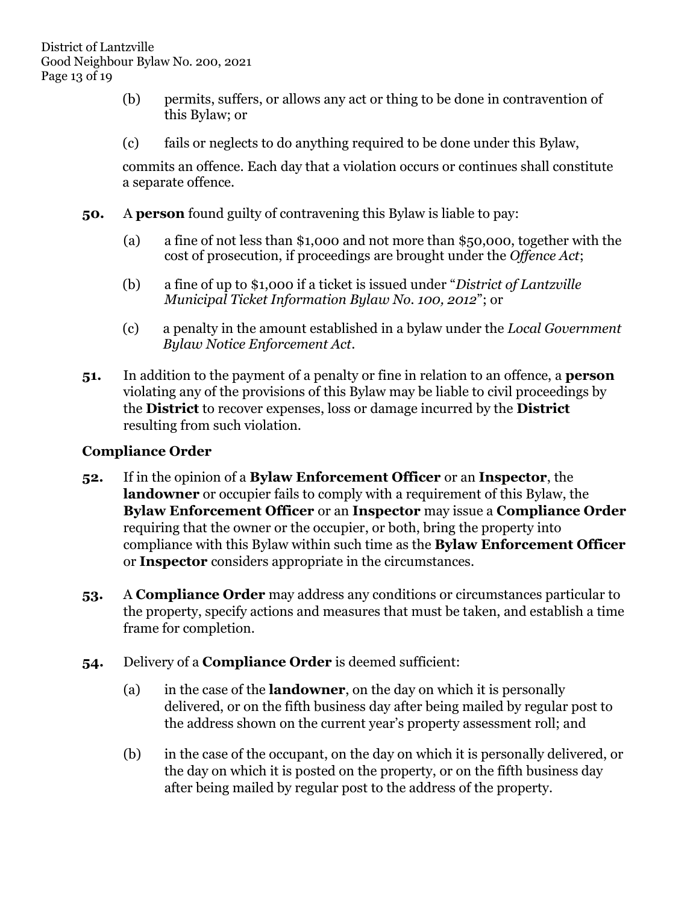(b) permits, suffers, or allows any act or thing to be done in contravention of this Bylaw; or

(c) fails or neglects to do anything required to be done under this Bylaw,

commits an offence. Each day that a violation occurs or continues shall constitute a separate offence.

**50.** A **person** found guilty of contravening this Bylaw is liable to pay:

(a) a fine of not less than $1,000 and not more than $50,000, together with the cost of prosecution, if proceedings are brought under the *Offence Act*;

(b) a fine of up to $1,000 if a ticket is issued under "*District of Lantzville Municipal Ticket Information Bylaw No. 100, 2012*"; or

(c) a penalty in the amount established in a bylaw under the *Local Government Bylaw Notice Enforcement Act*.

**51.** In addition to the payment of a penalty or fine in relation to an offence, a **person** violating any of the provisions of this Bylaw may be liable to civil proceedings by the **District** to recover expenses, loss or damage incurred by the **District** resulting from such violation.

### Compliance Order

**52.** If in the opinion of a **Bylaw Enforcement Officer** or an **Inspector**, the **landowner** or occupier fails to comply with a requirement of this Bylaw, the **Bylaw Enforcement Officer** or an **Inspector** may issue a **Compliance Order** requiring that the owner or the occupier, or both, bring the property into compliance with this Bylaw within such time as the **Bylaw Enforcement Officer** or **Inspector** considers appropriate in the circumstances.

**53.** A **Compliance Order** may address any conditions or circumstances particular to the property, specify actions and measures that must be taken, and establish a time frame for completion.

**54.** Delivery of a **Compliance Order** is deemed sufficient:

(a) in the case of the **landowner**, on the day on which it is personally delivered, or on the fifth business day after being mailed by regular post to the address shown on the current year's property assessment roll; and

(b) in the case of the occupant, on the day on which it is personally delivered, or the day on which it is posted on the property, or on the fifth business day after being mailed by regular post to the address of the property.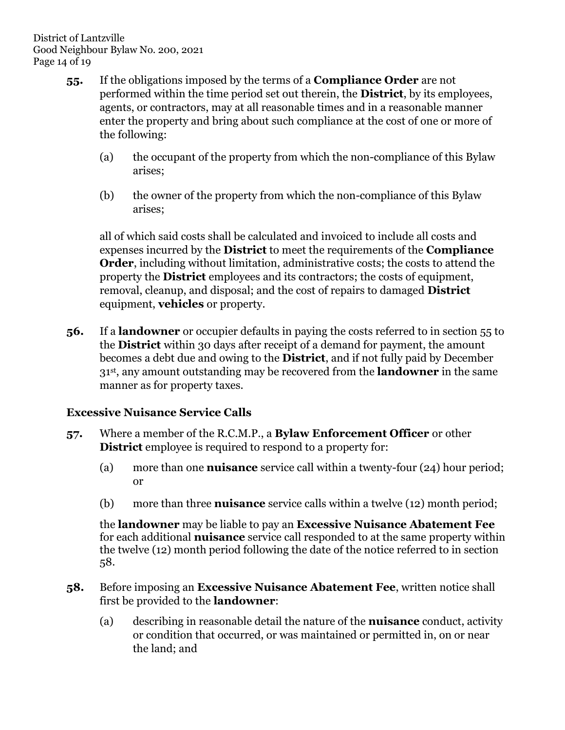**55.** If the obligations imposed by the terms of a **Compliance Order** are not performed within the time period set out therein, the **District**, by its employees, agents, or contractors, may at all reasonable times and in a reasonable manner enter the property and bring about such compliance at the cost of one or more of the following:

(a) the occupant of the property from which the non-compliance of this Bylaw arises;

(b) the owner of the property from which the non-compliance of this Bylaw arises;

all of which said costs shall be calculated and invoiced to include all costs and expenses incurred by the **District** to meet the requirements of the **Compliance Order**, including without limitation, administrative costs; the costs to attend the property the **District** employees and its contractors; the costs of equipment, removal, cleanup, and disposal; and the cost of repairs to damaged **District** equipment, **vehicles** or property.

**56.** If a **landowner** or occupier defaults in paying the costs referred to in section 55 to the **District** within 30 days after receipt of a demand for payment, the amount becomes a debt due and owing to the **District**, and if not fully paid by December 31st, any amount outstanding may be recovered from the **landowner** in the same manner as for property taxes.

### Excessive Nuisance Service Calls

**57.** Where a member of the R.C.M.P., a **Bylaw Enforcement Officer** or other **District** employee is required to respond to a property for:

(a) more than one **nuisance** service call within a twenty-four (24) hour period; or

(b) more than three **nuisance** service calls within a twelve (12) month period;

the **landowner** may be liable to pay an **Excessive Nuisance Abatement Fee** for each additional **nuisance** service call responded to at the same property within the twelve (12) month period following the date of the notice referred to in section 58.

**58.** Before imposing an **Excessive Nuisance Abatement Fee**, written notice shall first be provided to the **landowner**:

(a) describing in reasonable detail the nature of the **nuisance** conduct, activity or condition that occurred, or was maintained or permitted in, on or near the land; and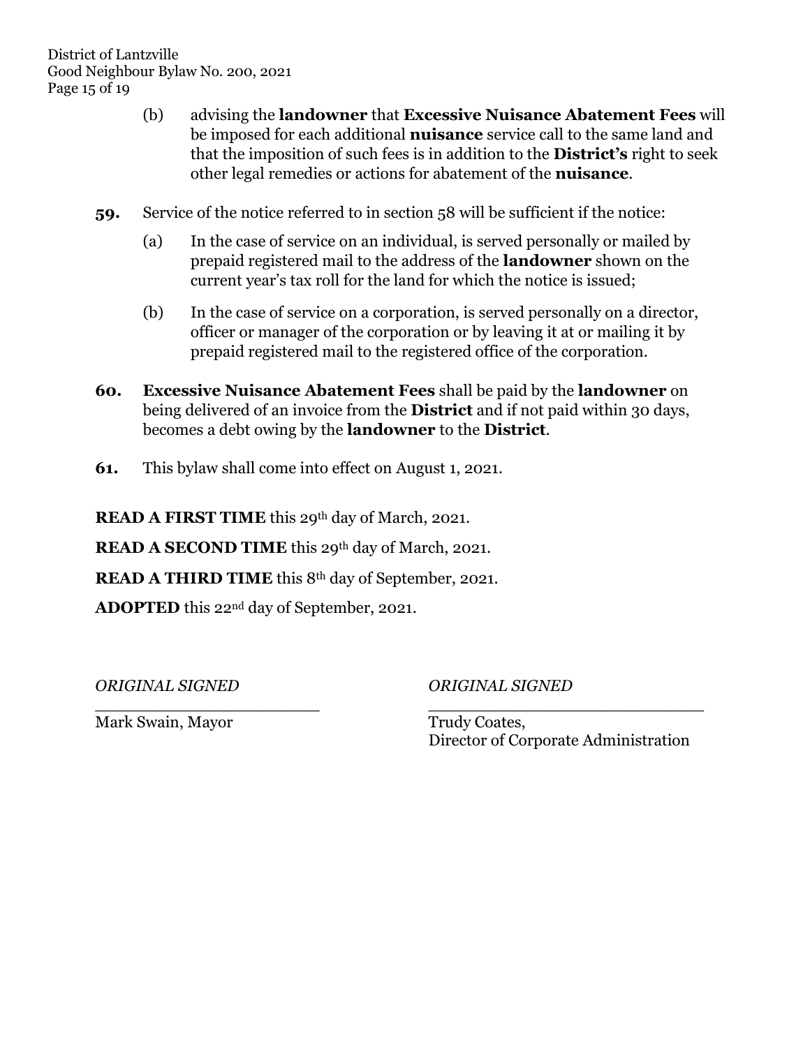(b) advising the **landowner** that **Excessive Nuisance Abatement Fees** will be imposed for each additional **nuisance** service call to the same land and that the imposition of such fees is in addition to the **District's** right to seek other legal remedies or actions for abatement of the **nuisance**.

**59.** Service of the notice referred to in section 58 will be sufficient if the notice:

(a) In the case of service on an individual, is served personally or mailed by prepaid registered mail to the address of the **landowner** shown on the current year's tax roll for the land for which the notice is issued;

(b) In the case of service on a corporation, is served personally on a director, officer or manager of the corporation or by leaving it at or mailing it by prepaid registered mail to the registered office of the corporation.

**60.** **Excessive Nuisance Abatement Fees** shall be paid by the **landowner** on being delivered of an invoice from the **District** and if not paid within 30 days, becomes a debt owing by the **landowner** to the **District**.

**61.** This bylaw shall come into effect on August 1, 2021.

**READ A FIRST TIME** this 29th day of March, 2021.

**READ A SECOND TIME** this 29th day of March, 2021.

**READ A THIRD TIME** this 8th day of September, 2021.

**ADOPTED** this 22nd day of September, 2021.

*ORIGINAL SIGNED*
\_\_\_\_\_\_\_\_\_\_\_\_\_\_\_\_\_\_\_\_\_\_\_\_
Mark Swain, Mayor

*ORIGINAL SIGNED*
\_\_\_\_\_\_\_\_\_\_\_\_\_\_\_\_\_\_\_\_\_\_\_\_
Trudy Coates,
Director of Corporate Administration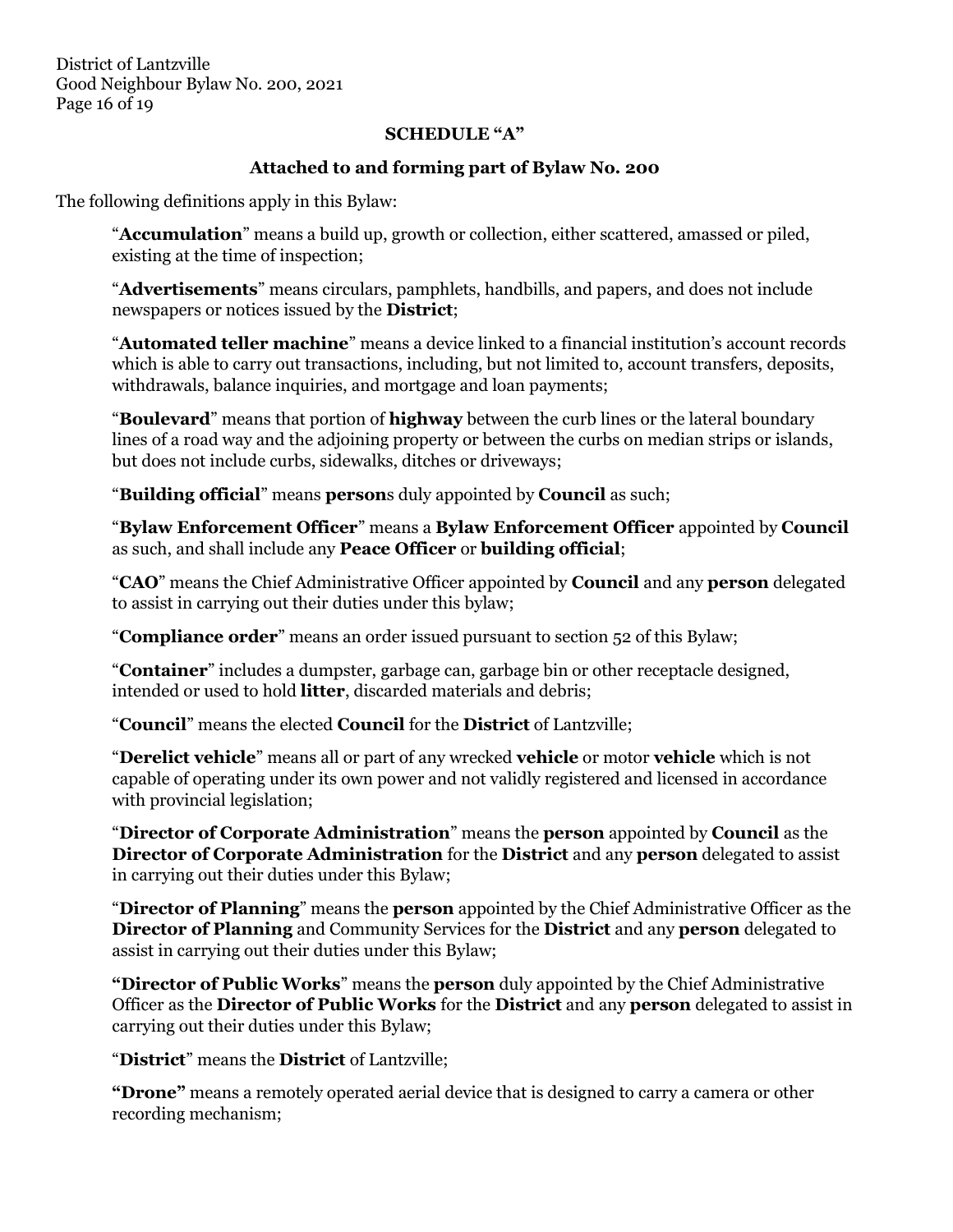## SCHEDULE "A"

### Attached to and forming part of Bylaw No. 200

The following definitions apply in this Bylaw:

"**Accumulation**" means a build up, growth or collection, either scattered, amassed or piled, existing at the time of inspection;

"**Advertisements**" means circulars, pamphlets, handbills, and papers, and does not include newspapers or notices issued by the **District**;

"**Automated teller machine**" means a device linked to a financial institution's account records which is able to carry out transactions, including, but not limited to, account transfers, deposits, withdrawals, balance inquiries, and mortgage and loan payments;

"**Boulevard**" means that portion of **highway** between the curb lines or the lateral boundary lines of a road way and the adjoining property or between the curbs on median strips or islands, but does not include curbs, sidewalks, ditches or driveways;

"**Building official**" means **person**s duly appointed by **Council** as such;

"**Bylaw Enforcement Officer**" means a **Bylaw Enforcement Officer** appointed by **Council** as such, and shall include any **Peace Officer** or **building official**;

"**CAO**" means the Chief Administrative Officer appointed by **Council** and any **person** delegated to assist in carrying out their duties under this bylaw;

"**Compliance order**" means an order issued pursuant to section 52 of this Bylaw;

"**Container**" includes a dumpster, garbage can, garbage bin or other receptacle designed, intended or used to hold **litter**, discarded materials and debris;

"**Council**" means the elected **Council** for the **District** of Lantzville;

"**Derelict vehicle**" means all or part of any wrecked **vehicle** or motor **vehicle** which is not capable of operating under its own power and not validly registered and licensed in accordance with provincial legislation;

"**Director of Corporate Administration**" means the **person** appointed by **Council** as the **Director of Corporate Administration** for the **District** and any **person** delegated to assist in carrying out their duties under this Bylaw;

"**Director of Planning**" means the **person** appointed by the Chief Administrative Officer as the **Director of Planning** and Community Services for the **District** and any **person** delegated to assist in carrying out their duties under this Bylaw;

**"Director of Public Works**" means the **person** duly appointed by the Chief Administrative Officer as the **Director of Public Works** for the **District** and any **person** delegated to assist in carrying out their duties under this Bylaw;

"**District**" means the **District** of Lantzville;

**"Drone"** means a remotely operated aerial device that is designed to carry a camera or other recording mechanism;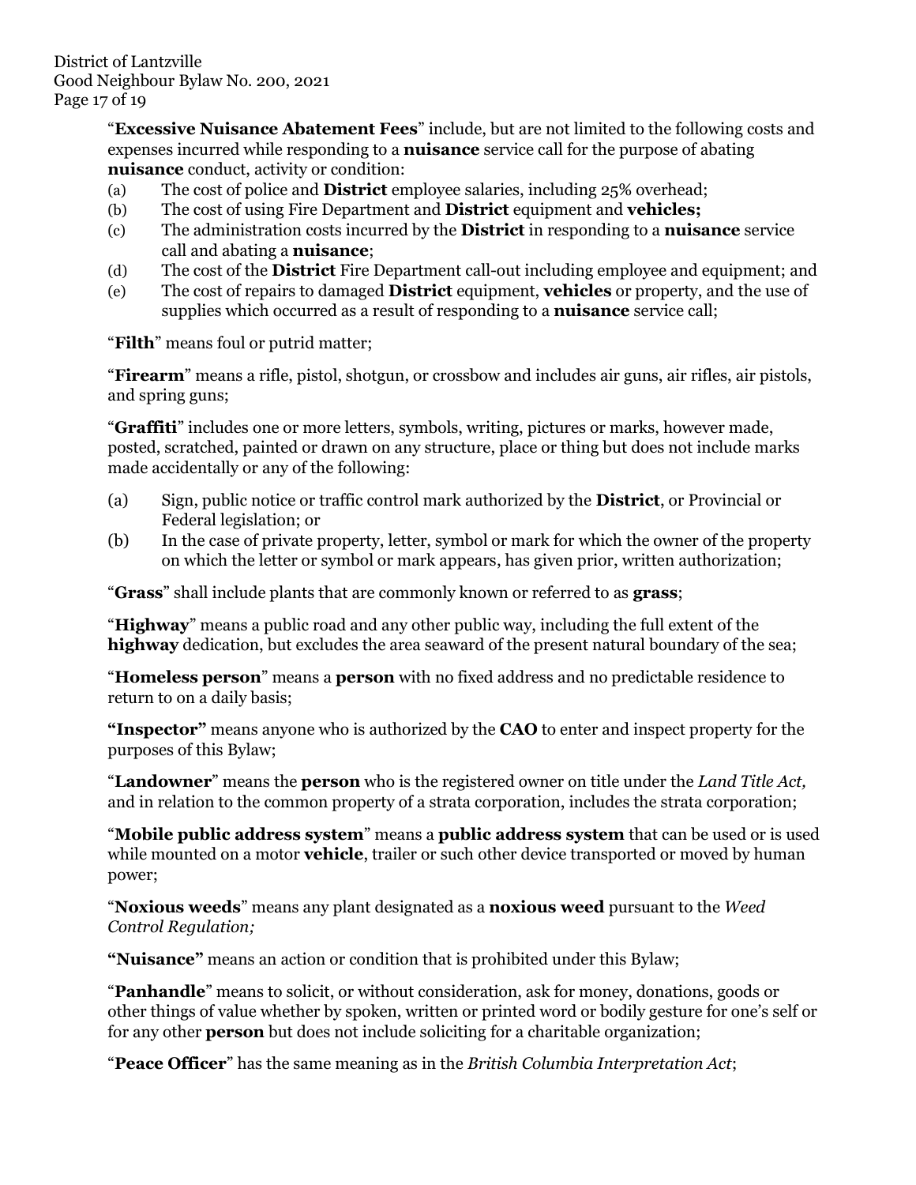"**Excessive Nuisance Abatement Fees**" include, but are not limited to the following costs and expenses incurred while responding to a **nuisance** service call for the purpose of abating **nuisance** conduct, activity or condition:

(a) The cost of police and **District** employee salaries, including 25% overhead;
(b) The cost of using Fire Department and **District** equipment and **vehicles;**
(c) The administration costs incurred by the **District** in responding to a **nuisance** service call and abating a **nuisance**;
(d) The cost of the **District** Fire Department call-out including employee and equipment; and
(e) The cost of repairs to damaged **District** equipment, **vehicles** or property, and the use of supplies which occurred as a result of responding to a **nuisance** service call;

"**Filth**" means foul or putrid matter;

"**Firearm**" means a rifle, pistol, shotgun, or crossbow and includes air guns, air rifles, air pistols, and spring guns;

"**Graffiti**" includes one or more letters, symbols, writing, pictures or marks, however made, posted, scratched, painted or drawn on any structure, place or thing but does not include marks made accidentally or any of the following:

(a) Sign, public notice or traffic control mark authorized by the **District**, or Provincial or Federal legislation; or
(b) In the case of private property, letter, symbol or mark for which the owner of the property on which the letter or symbol or mark appears, has given prior, written authorization;

"**Grass**" shall include plants that are commonly known or referred to as **grass**;

"**Highway**" means a public road and any other public way, including the full extent of the **highway** dedication, but excludes the area seaward of the present natural boundary of the sea;

"**Homeless person**" means a **person** with no fixed address and no predictable residence to return to on a daily basis;

**"Inspector"** means anyone who is authorized by the **CAO** to enter and inspect property for the purposes of this Bylaw;

"**Landowner**" means the **person** who is the registered owner on title under the *Land Title Act,* and in relation to the common property of a strata corporation, includes the strata corporation;

"**Mobile public address system**" means a **public address system** that can be used or is used while mounted on a motor **vehicle**, trailer or such other device transported or moved by human power;

"**Noxious weeds**" means any plant designated as a **noxious weed** pursuant to the *Weed Control Regulation;*

**"Nuisance"** means an action or condition that is prohibited under this Bylaw;

"**Panhandle**" means to solicit, or without consideration, ask for money, donations, goods or other things of value whether by spoken, written or printed word or bodily gesture for one's self or for any other **person** but does not include soliciting for a charitable organization;

"**Peace Officer**" has the same meaning as in the *British Columbia Interpretation Act*;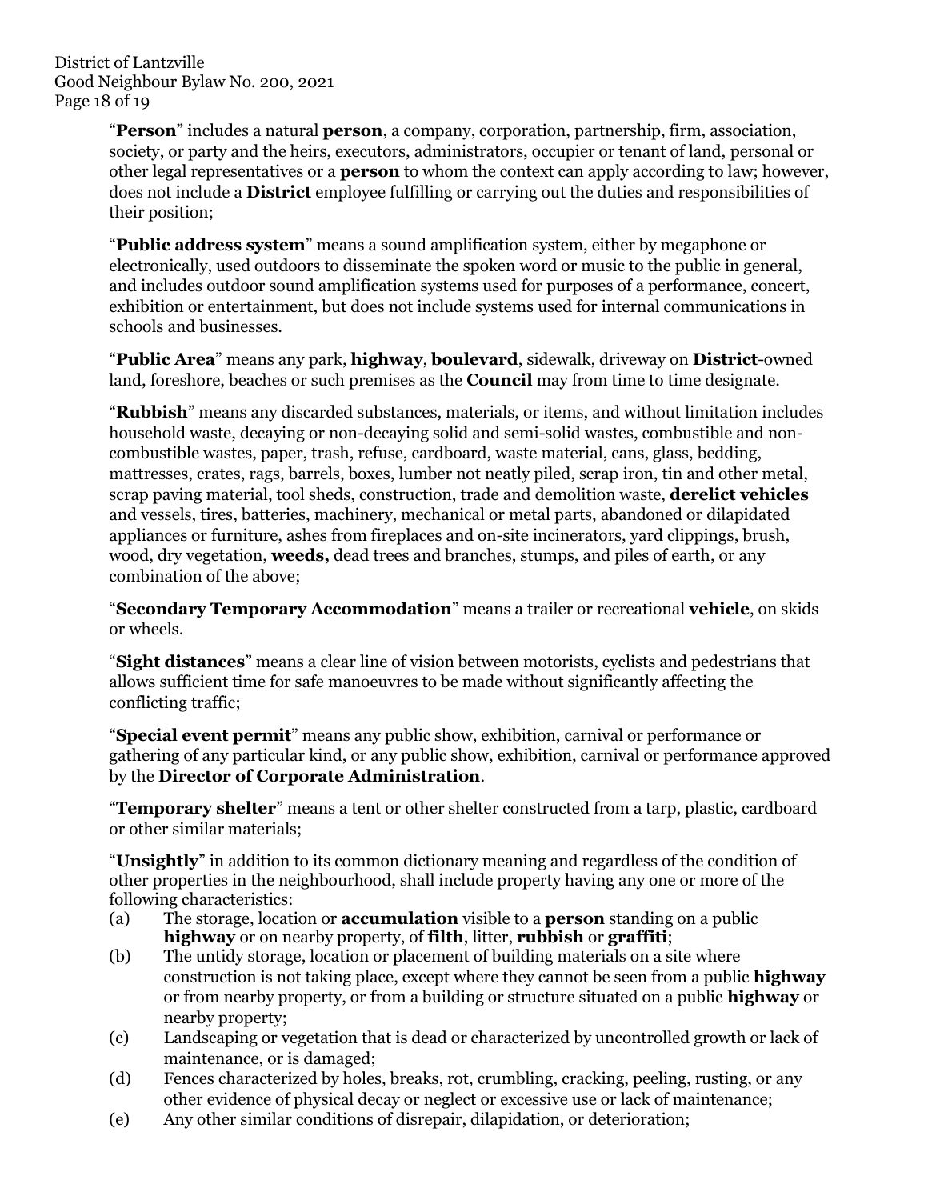"**Person**" includes a natural **person**, a company, corporation, partnership, firm, association, society, or party and the heirs, executors, administrators, occupier or tenant of land, personal or other legal representatives or a **person** to whom the context can apply according to law; however, does not include a **District** employee fulfilling or carrying out the duties and responsibilities of their position;

"**Public address system**" means a sound amplification system, either by megaphone or electronically, used outdoors to disseminate the spoken word or music to the public in general, and includes outdoor sound amplification systems used for purposes of a performance, concert, exhibition or entertainment, but does not include systems used for internal communications in schools and businesses.

"**Public Area**" means any park, **highway**, **boulevard**, sidewalk, driveway on **District**-owned land, foreshore, beaches or such premises as the **Council** may from time to time designate.

"**Rubbish**" means any discarded substances, materials, or items, and without limitation includes household waste, decaying or non-decaying solid and semi-solid wastes, combustible and non-combustible wastes, paper, trash, refuse, cardboard, waste material, cans, glass, bedding, mattresses, crates, rags, barrels, boxes, lumber not neatly piled, scrap iron, tin and other metal, scrap paving material, tool sheds, construction, trade and demolition waste, **derelict vehicles** and vessels, tires, batteries, machinery, mechanical or metal parts, abandoned or dilapidated appliances or furniture, ashes from fireplaces and on-site incinerators, yard clippings, brush, wood, dry vegetation, **weeds,** dead trees and branches, stumps, and piles of earth, or any combination of the above;

"**Secondary Temporary Accommodation**" means a trailer or recreational **vehicle**, on skids or wheels.

"**Sight distances**" means a clear line of vision between motorists, cyclists and pedestrians that allows sufficient time for safe manoeuvres to be made without significantly affecting the conflicting traffic;

"**Special event permit**" means any public show, exhibition, carnival or performance or gathering of any particular kind, or any public show, exhibition, carnival or performance approved by the **Director of Corporate Administration**.

"**Temporary shelter**" means a tent or other shelter constructed from a tarp, plastic, cardboard or other similar materials;

"**Unsightly**" in addition to its common dictionary meaning and regardless of the condition of other properties in the neighbourhood, shall include property having any one or more of the following characteristics:

(a) The storage, location or **accumulation** visible to a **person** standing on a public **highway** or on nearby property, of **filth**, litter, **rubbish** or **graffiti**;

(b) The untidy storage, location or placement of building materials on a site where construction is not taking place, except where they cannot be seen from a public **highway** or from nearby property, or from a building or structure situated on a public **highway** or nearby property;

(c) Landscaping or vegetation that is dead or characterized by uncontrolled growth or lack of maintenance, or is damaged;

(d) Fences characterized by holes, breaks, rot, crumbling, cracking, peeling, rusting, or any other evidence of physical decay or neglect or excessive use or lack of maintenance;

(e) Any other similar conditions of disrepair, dilapidation, or deterioration;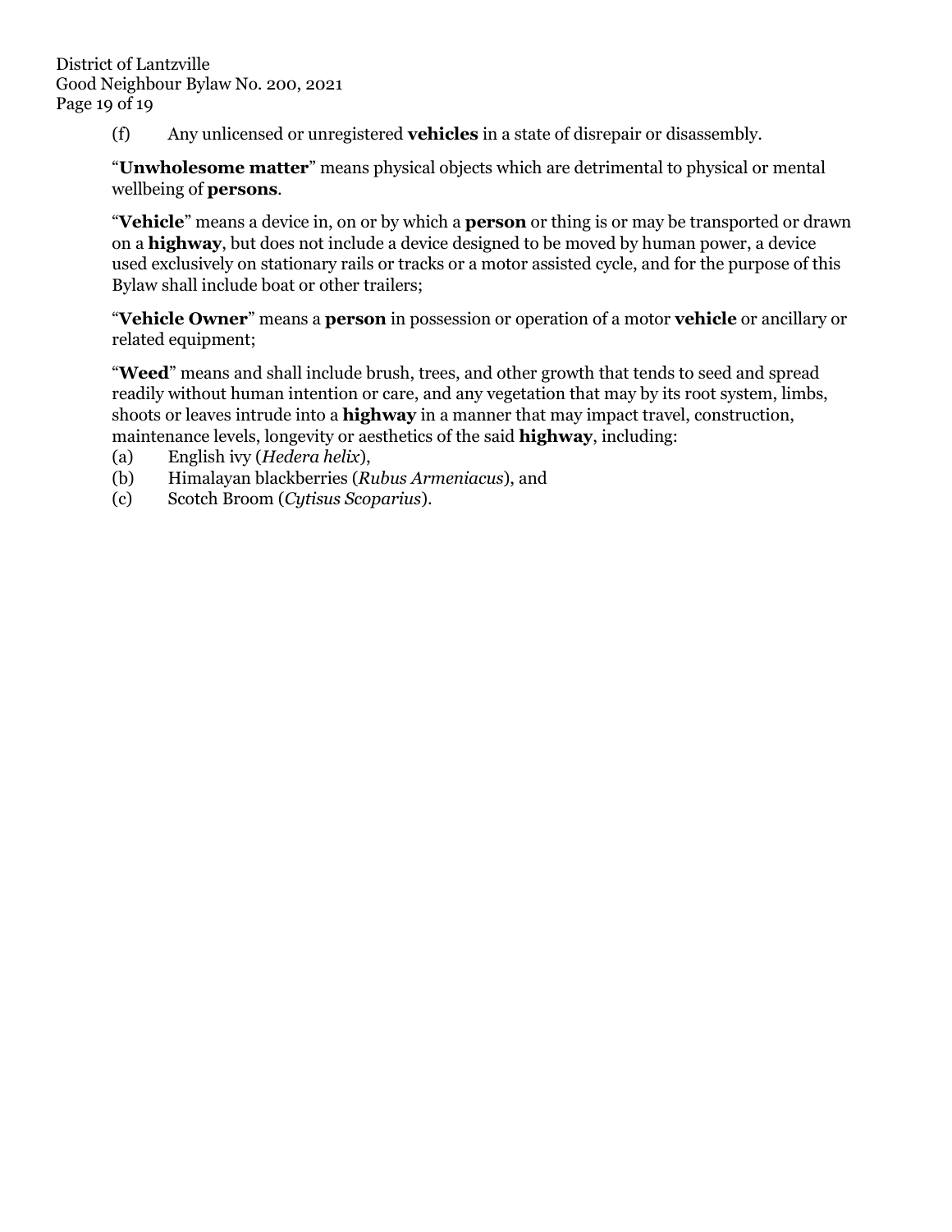(f) Any unlicensed or unregistered **vehicles** in a state of disrepair or disassembly.

"**Unwholesome matter**" means physical objects which are detrimental to physical or mental wellbeing of **persons**.

"**Vehicle**" means a device in, on or by which a **person** or thing is or may be transported or drawn on a **highway**, but does not include a device designed to be moved by human power, a device used exclusively on stationary rails or tracks or a motor assisted cycle, and for the purpose of this Bylaw shall include boat or other trailers;

"**Vehicle Owner**" means a **person** in possession or operation of a motor **vehicle** or ancillary or related equipment;

"**Weed**" means and shall include brush, trees, and other growth that tends to seed and spread readily without human intention or care, and any vegetation that may by its root system, limbs, shoots or leaves intrude into a **highway** in a manner that may impact travel, construction, maintenance levels, longevity or aesthetics of the said **highway**, including:

(a) English ivy (*Hedera helix*),
(b) Himalayan blackberries (*Rubus Armeniacus*), and
(c) Scotch Broom (*Cytisus Scoparius*).